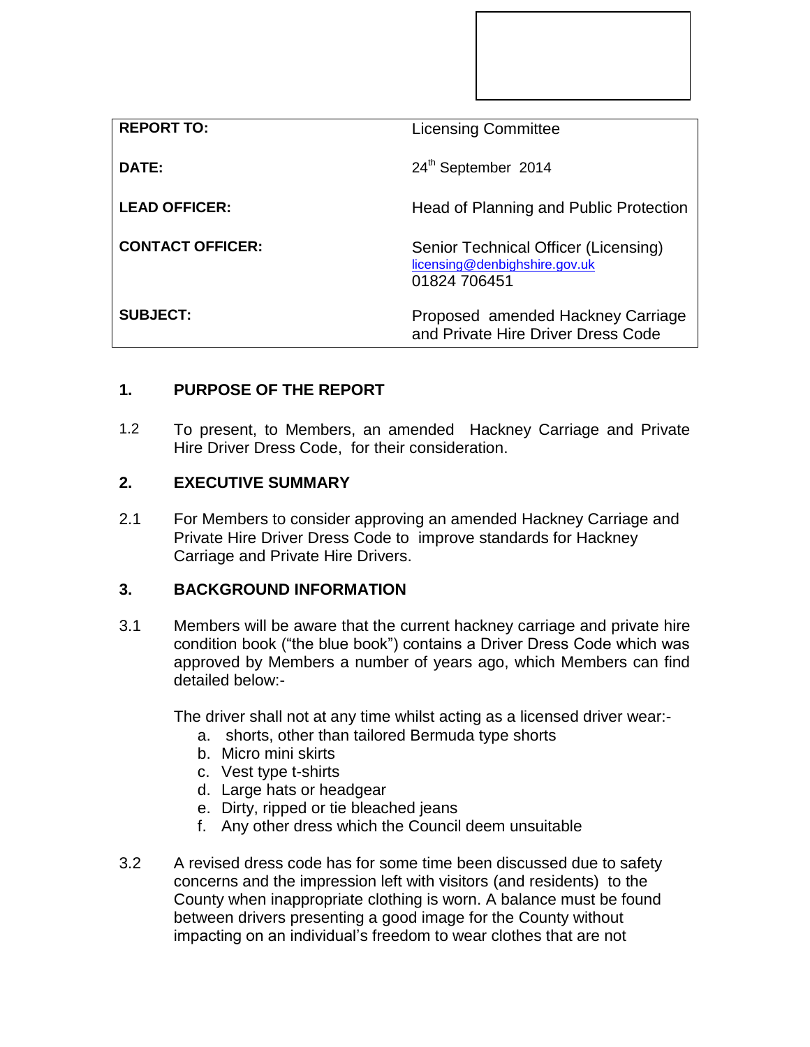| | |
|---|---|
| **REPORT TO:** | Licensing Committee |
| **DATE:** | 24th September 2014 |
| **LEAD OFFICER:** | Head of Planning and Public Protection |
| **CONTACT OFFICER:** | Senior Technical Officer (Licensing) licensing@denbighshire.gov.uk 01824 706451 |
| **SUBJECT:** | Proposed amended Hackney Carriage and Private Hire Driver Dress Code |

## 1. PURPOSE OF THE REPORT

1.2 To present, to Members, an amended Hackney Carriage and Private Hire Driver Dress Code, for their consideration.

## 2. EXECUTIVE SUMMARY

2.1 For Members to consider approving an amended Hackney Carriage and Private Hire Driver Dress Code to improve standards for Hackney Carriage and Private Hire Drivers.

## 3. BACKGROUND INFORMATION

3.1 Members will be aware that the current hackney carriage and private hire condition book ("the blue book") contains a Driver Dress Code which was approved by Members a number of years ago, which Members can find detailed below:-

The driver shall not at any time whilst acting as a licensed driver wear:-

a. shorts, other than tailored Bermuda type shorts
b. Micro mini skirts
c. Vest type t-shirts
d. Large hats or headgear
e. Dirty, ripped or tie bleached jeans
f. Any other dress which the Council deem unsuitable

3.2 A revised dress code has for some time been discussed due to safety concerns and the impression left with visitors (and residents) to the County when inappropriate clothing is worn. A balance must be found between drivers presenting a good image for the County without impacting on an individual's freedom to wear clothes that are not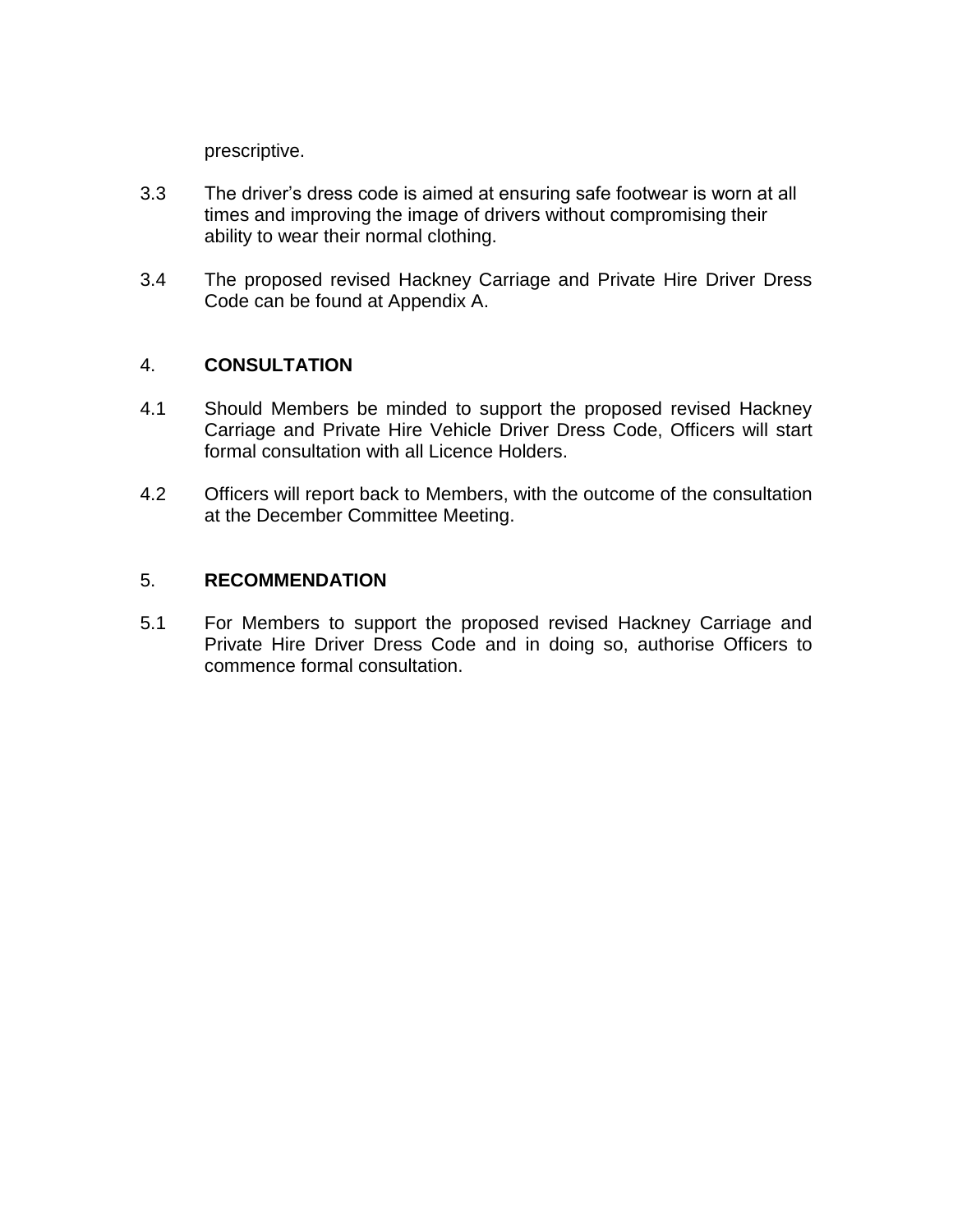prescriptive.

3.3 The driver’s dress code is aimed at ensuring safe footwear is worn at all times and improving the image of drivers without compromising their ability to wear their normal clothing.

3.4 The proposed revised Hackney Carriage and Private Hire Driver Dress Code can be found at Appendix A.

## 4. CONSULTATION

4.1 Should Members be minded to support the proposed revised Hackney Carriage and Private Hire Vehicle Driver Dress Code, Officers will start formal consultation with all Licence Holders.

4.2 Officers will report back to Members, with the outcome of the consultation at the December Committee Meeting.

## 5. RECOMMENDATION

5.1 For Members to support the proposed revised Hackney Carriage and Private Hire Driver Dress Code and in doing so, authorise Officers to commence formal consultation.